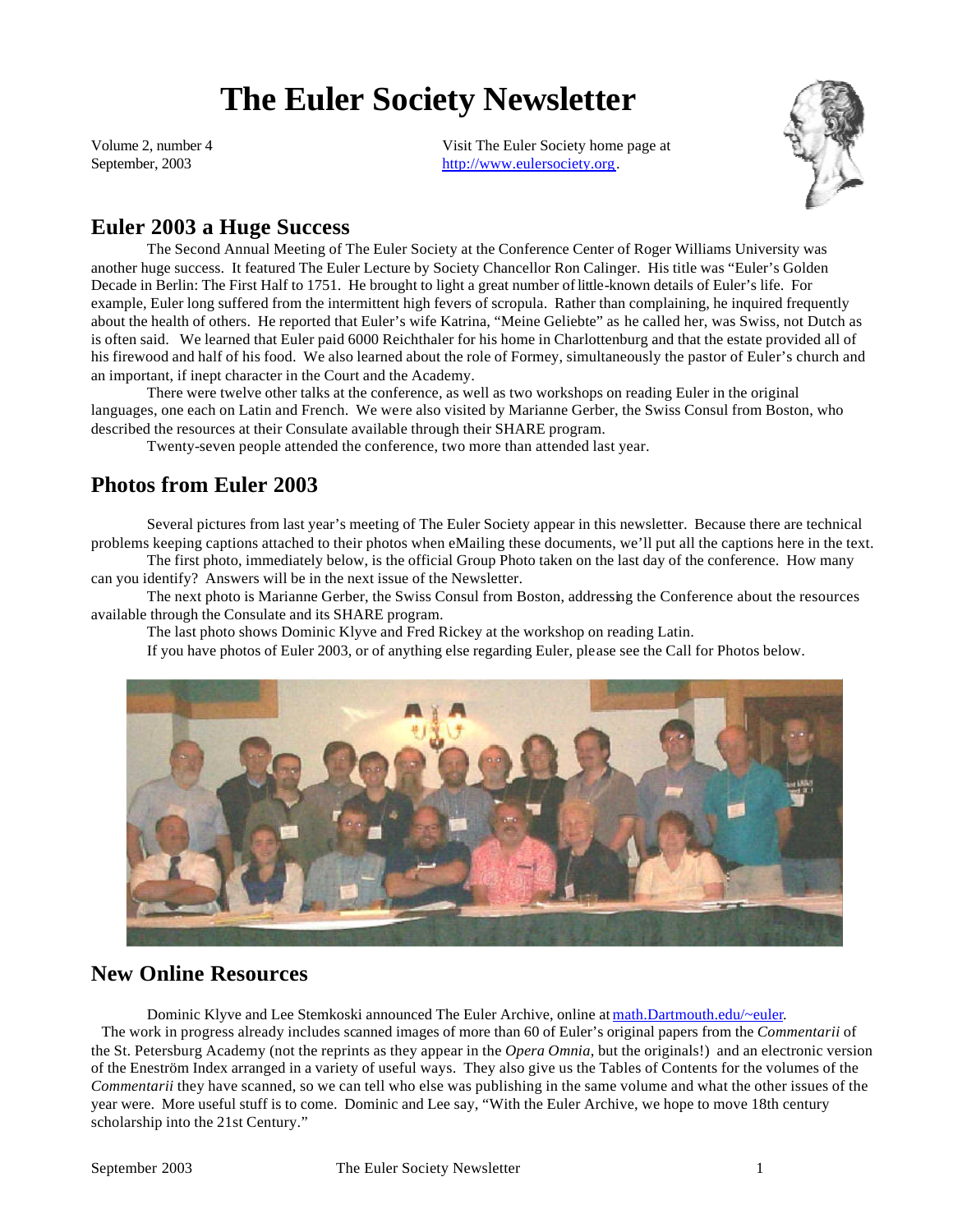# The Euler Society Newsletter

Volume 2, number 4
September, 2003

Visit The Euler Society home page at
http://www.eulersociety.org.

## Euler 2003 a Huge Success

The Second Annual Meeting of The Euler Society at the Conference Center of Roger Williams University was another huge success. It featured The Euler Lecture by Society Chancellor Ron Calinger. His title was "Euler's Golden Decade in Berlin: The First Half to 1751. He brought to light a great number of little-known details of Euler's life. For example, Euler long suffered from the intermittent high fevers of scropula. Rather than complaining, he inquired frequently about the health of others. He reported that Euler's wife Katrina, "Meine Geliebte" as he called her, was Swiss, not Dutch as is often said. We learned that Euler paid 6000 Reichthaler for his home in Charlottenburg and that the estate provided all of his firewood and half of his food. We also learned about the role of Formey, simultaneously the pastor of Euler's church and an important, if inept character in the Court and the Academy.

There were twelve other talks at the conference, as well as two workshops on reading Euler in the original languages, one each on Latin and French. We were also visited by Marianne Gerber, the Swiss Consul from Boston, who described the resources at their Consulate available through their SHARE program.

Twenty-seven people attended the conference, two more than attended last year.

## Photos from Euler 2003

Several pictures from last year's meeting of The Euler Society appear in this newsletter. Because there are technical problems keeping captions attached to their photos when eMailing these documents, we'll put all the captions here in the text.

The first photo, immediately below, is the official Group Photo taken on the last day of the conference. How many can you identify? Answers will be in the next issue of the Newsletter.

The next photo is Marianne Gerber, the Swiss Consul from Boston, addressing the Conference about the resources available through the Consulate and its SHARE program.

The last photo shows Dominic Klyve and Fred Rickey at the workshop on reading Latin.

If you have photos of Euler 2003, or of anything else regarding Euler, please see the Call for Photos below.

## New Online Resources

Dominic Klyve and Lee Stemkoski announced The Euler Archive, online at math.Dartmouth.edu/~euler.

The work in progress already includes scanned images of more than 60 of Euler's original papers from the *Commentarii* of the St. Petersburg Academy (not the reprints as they appear in the *Opera Omnia*, but the originals!) and an electronic version of the Eneström Index arranged in a variety of useful ways. They also give us the Tables of Contents for the volumes of the *Commentarii* they have scanned, so we can tell who else was publishing in the same volume and what the other issues of the year were. More useful stuff is to come. Dominic and Lee say, "With the Euler Archive, we hope to move 18th century scholarship into the 21st Century."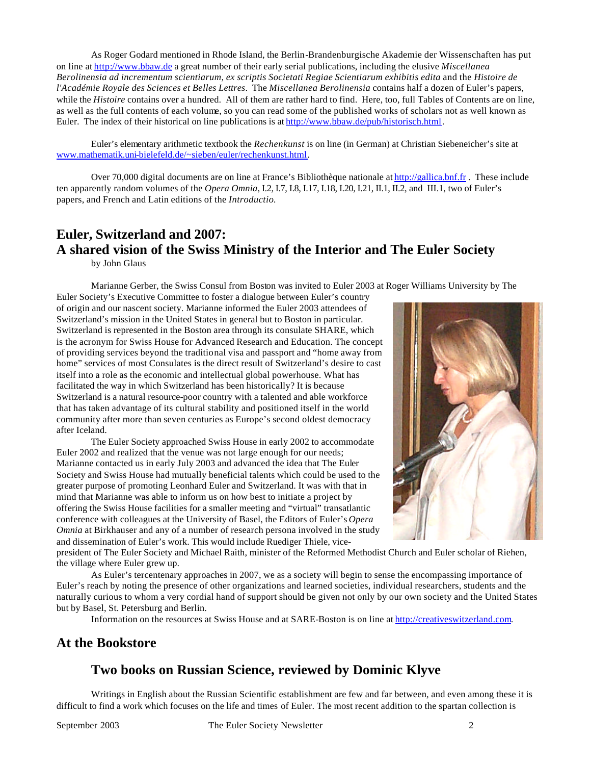As Roger Godard mentioned in Rhode Island, the Berlin-Brandenburgische Akademie der Wissenschaften has put on line at http://www.bbaw.de a great number of their early serial publications, including the elusive *Miscellanea Berolinensia ad incrementum scientiarum, ex scriptis Societati Regiae Scientiarum exhibitis edita* and the *Histoire de l'Académie Royale des Sciences et Belles Lettres*. The *Miscellanea Berolinensia* contains half a dozen of Euler's papers, while the *Histoire* contains over a hundred. All of them are rather hard to find. Here, too, full Tables of Contents are on line, as well as the full contents of each volume, so you can read some of the published works of scholars not as well known as Euler. The index of their historical on line publications is at http://www.bbaw.de/pub/historisch.html.

Euler's elementary arithmetic textbook the *Rechenkunst* is on line (in German) at Christian Siebeneicher's site at www.mathematik.uni-bielefeld.de/~sieben/euler/rechenkunst.html.

Over 70,000 digital documents are on line at France's Bibliothèque nationale at http://gallica.bnf.fr . These include ten apparently random volumes of the *Opera Omnia*, I.2, I.7, I.8, I.17, I.18, I.20, I.21, II.1, II.2, and III.1, two of Euler's papers, and French and Latin editions of the *Introductio.*

## Euler, Switzerland and 2007: A shared vision of the Swiss Ministry of the Interior and The Euler Society

by John Glaus

Marianne Gerber, the Swiss Consul from Boston was invited to Euler 2003 at Roger Williams University by The Euler Society's Executive Committee to foster a dialogue between Euler's country of origin and our nascent society. Marianne informed the Euler 2003 attendees of Switzerland's mission in the United States in general but to Boston in particular. Switzerland is represented in the Boston area through its consulate SHARE, which is the acronym for Swiss House for Advanced Research and Education. The concept of providing services beyond the traditional visa and passport and "home away from home" services of most Consulates is the direct result of Switzerland's desire to cast itself into a role as the economic and intellectual global powerhouse. What has facilitated the way in which Switzerland has been historically? It is because Switzerland is a natural resource-poor country with a talented and able workforce that has taken advantage of its cultural stability and positioned itself in the world community after more than seven centuries as Europe's second oldest democracy after Iceland.

The Euler Society approached Swiss House in early 2002 to accommodate Euler 2002 and realized that the venue was not large enough for our needs; Marianne contacted us in early July 2003 and advanced the idea that The Euler Society and Swiss House had mutually beneficial talents which could be used to the greater purpose of promoting Leonhard Euler and Switzerland. It was with that in mind that Marianne was able to inform us on how best to initiate a project by offering the Swiss House facilities for a smaller meeting and "virtual" transatlantic conference with colleagues at the University of Basel, the Editors of Euler's *Opera Omnia* at Birkhauser and any of a number of research persona involved in the study and dissemination of Euler's work. This would include Ruediger Thiele, vice-president of The Euler Society and Michael Raith, minister of the Reformed Methodist Church and Euler scholar of Riehen, the village where Euler grew up.

As Euler's tercentenary approaches in 2007, we as a society will begin to sense the encompassing importance of Euler's reach by noting the presence of other organizations and learned societies, individual researchers, students and the naturally curious to whom a very cordial hand of support should be given not only by our own society and the United States but by Basel, St. Petersburg and Berlin.

Information on the resources at Swiss House and at SARE-Boston is on line at http://creativeswitzerland.com.

## At the Bookstore

### Two books on Russian Science, reviewed by Dominic Klyve

Writings in English about the Russian Scientific establishment are few and far between, and even among these it is difficult to find a work which focuses on the life and times of Euler. The most recent addition to the spartan collection is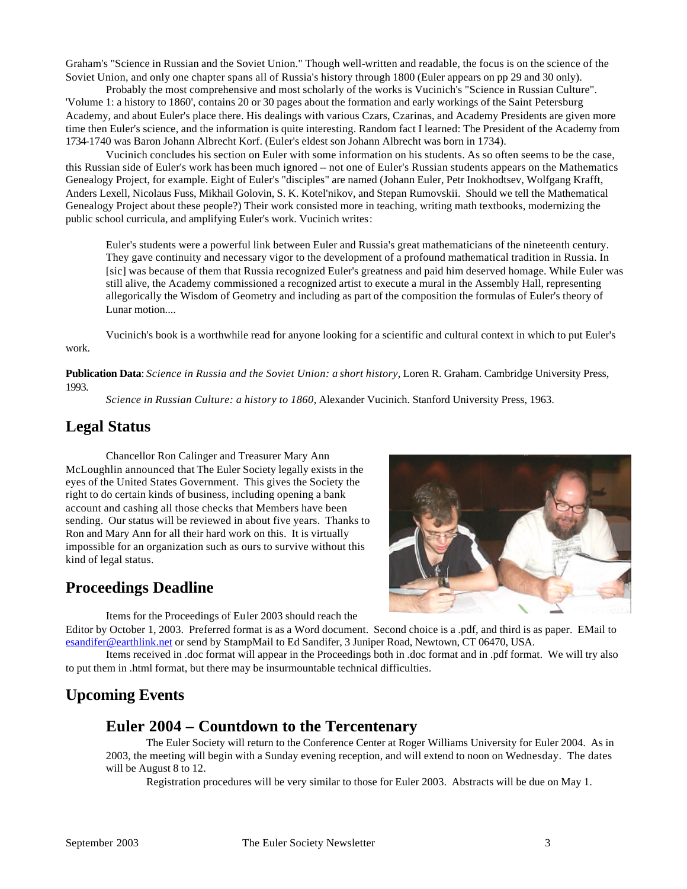Graham's "Science in Russian and the Soviet Union." Though well-written and readable, the focus is on the science of the Soviet Union, and only one chapter spans all of Russia's history through 1800 (Euler appears on pp 29 and 30 only).

Probably the most comprehensive and most scholarly of the works is Vucinich's "Science in Russian Culture". 'Volume 1: a history to 1860', contains 20 or 30 pages about the formation and early workings of the Saint Petersburg Academy, and about Euler's place there. His dealings with various Czars, Czarinas, and Academy Presidents are given more time then Euler's science, and the information is quite interesting. Random fact I learned: The President of the Academy from 1734-1740 was Baron Johann Albrecht Korf. (Euler's eldest son Johann Albrecht was born in 1734).

Vucinich concludes his section on Euler with some information on his students. As so often seems to be the case, this Russian side of Euler's work has been much ignored -- not one of Euler's Russian students appears on the Mathematics Genealogy Project, for example. Eight of Euler's "disciples" are named (Johann Euler, Petr Inokhodtsev, Wolfgang Krafft, Anders Lexell, Nicolaus Fuss, Mikhail Golovin, S. K. Kotel'nikov, and Stepan Rumovskii. Should we tell the Mathematical Genealogy Project about these people?) Their work consisted more in teaching, writing math textbooks, modernizing the public school curricula, and amplifying Euler's work. Vucinich writes:

> Euler's students were a powerful link between Euler and Russia's great mathematicians of the nineteenth century. They gave continuity and necessary vigor to the development of a profound mathematical tradition in Russia. In [sic] was because of them that Russia recognized Euler's greatness and paid him deserved homage. While Euler was still alive, the Academy commissioned a recognized artist to execute a mural in the Assembly Hall, representing allegorically the Wisdom of Geometry and including as part of the composition the formulas of Euler's theory of Lunar motion....

Vucinich's book is a worthwhile read for anyone looking for a scientific and cultural context in which to put Euler's work.

**Publication Data**: *Science in Russia and the Soviet Union: a short history*, Loren R. Graham. Cambridge University Press, 1993.

*Science in Russian Culture: a history to 1860*, Alexander Vucinich. Stanford University Press, 1963.

## Legal Status

Chancellor Ron Calinger and Treasurer Mary Ann McLoughlin announced that The Euler Society legally exists in the eyes of the United States Government. This gives the Society the right to do certain kinds of business, including opening a bank account and cashing all those checks that Members have been sending. Our status will be reviewed in about five years. Thanks to Ron and Mary Ann for all their hard work on this. It is virtually impossible for an organization such as ours to survive without this kind of legal status.

## Proceedings Deadline

Items for the Proceedings of Euler 2003 should reach the Editor by October 1, 2003. Preferred format is as a Word document. Second choice is a .pdf, and third is as paper. EMail to esandifer@earthlink.net or send by StampMail to Ed Sandifer, 3 Juniper Road, Newtown, CT 06470, USA.

Items received in .doc format will appear in the Proceedings both in .doc format and in .pdf format. We will try also to put them in .html format, but there may be insurmountable technical difficulties.

## Upcoming Events

### Euler 2004 – Countdown to the Tercentenary

The Euler Society will return to the Conference Center at Roger Williams University for Euler 2004. As in 2003, the meeting will begin with a Sunday evening reception, and will extend to noon on Wednesday. The dates will be August 8 to 12.

Registration procedures will be very similar to those for Euler 2003. Abstracts will be due on May 1.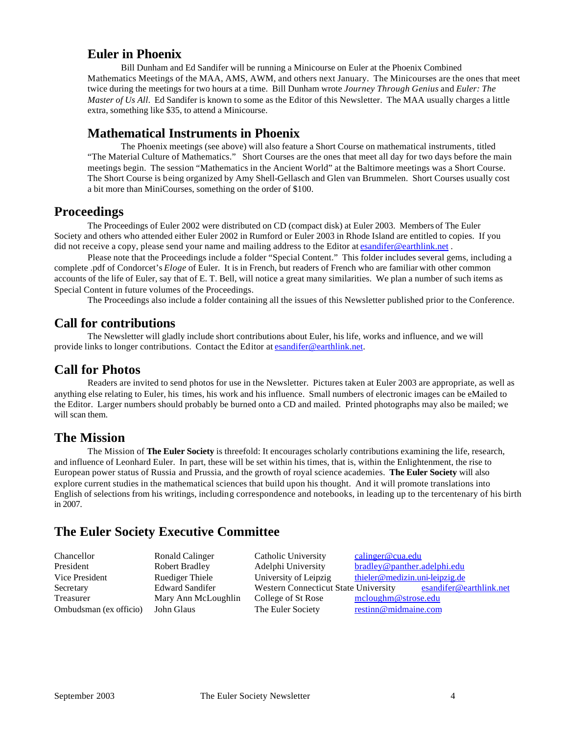## Euler in Phoenix

Bill Dunham and Ed Sandifer will be running a Minicourse on Euler at the Phoenix Combined Mathematics Meetings of the MAA, AMS, AWM, and others next January. The Minicourses are the ones that meet twice during the meetings for two hours at a time. Bill Dunham wrote *Journey Through Genius* and *Euler: The Master of Us All*. Ed Sandifer is known to some as the Editor of this Newsletter. The MAA usually charges a little extra, something like $35, to attend a Minicourse.

## Mathematical Instruments in Phoenix

The Phoenix meetings (see above) will also feature a Short Course on mathematical instruments, titled "The Material Culture of Mathematics." Short Courses are the ones that meet all day for two days before the main meetings begin. The session "Mathematics in the Ancient World" at the Baltimore meetings was a Short Course. The Short Course is being organized by Amy Shell-Gellasch and Glen van Brummelen. Short Courses usually cost a bit more than MiniCourses, something on the order of $100.

## Proceedings

The Proceedings of Euler 2002 were distributed on CD (compact disk) at Euler 2003. Members of The Euler Society and others who attended either Euler 2002 in Rumford or Euler 2003 in Rhode Island are entitled to copies. If you did not receive a copy, please send your name and mailing address to the Editor at esandifer@earthlink.net .

Please note that the Proceedings include a folder "Special Content." This folder includes several gems, including a complete .pdf of Condorcet's *Eloge* of Euler. It is in French, but readers of French who are familiar with other common accounts of the life of Euler, say that of E. T. Bell, will notice a great many similarities. We plan a number of such items as Special Content in future volumes of the Proceedings.

The Proceedings also include a folder containing all the issues of this Newsletter published prior to the Conference.

## Call for contributions

The Newsletter will gladly include short contributions about Euler, his life, works and influence, and we will provide links to longer contributions. Contact the Editor at esandifer@earthlink.net.

## Call for Photos

Readers are invited to send photos for use in the Newsletter. Pictures taken at Euler 2003 are appropriate, as well as anything else relating to Euler, his times, his work and his influence. Small numbers of electronic images can be eMailed to the Editor. Larger numbers should probably be burned onto a CD and mailed. Printed photographs may also be mailed; we will scan them.

## The Mission

The Mission of **The Euler Society** is threefold: It encourages scholarly contributions examining the life, research, and influence of Leonhard Euler. In part, these will be set within his times, that is, within the Enlightenment, the rise to European power status of Russia and Prussia, and the growth of royal science academies. **The Euler Society** will also explore current studies in the mathematical sciences that build upon his thought. And it will promote translations into English of selections from his writings, including correspondence and notebooks, in leading up to the tercentenary of his birth in 2007.

## The Euler Society Executive Committee

| | | | |
|---|---|---|---|
| Chancellor | Ronald Calinger | Catholic University | calinger@cua.edu |
| President | Robert Bradley | Adelphi University | bradley@panther.adelphi.edu |
| Vice President | Ruediger Thiele | University of Leipzig | thieler@medizin.uni-leipzig.de |
| Secretary | Edward Sandifer | Western Connecticut State University | esandifer@earthlink.net |
| Treasurer | Mary Ann McLoughlin | College of St Rose | mcloughm@strose.edu |
| Ombudsman (ex officio) | John Glaus | The Euler Society | restinn@midmaine.com |